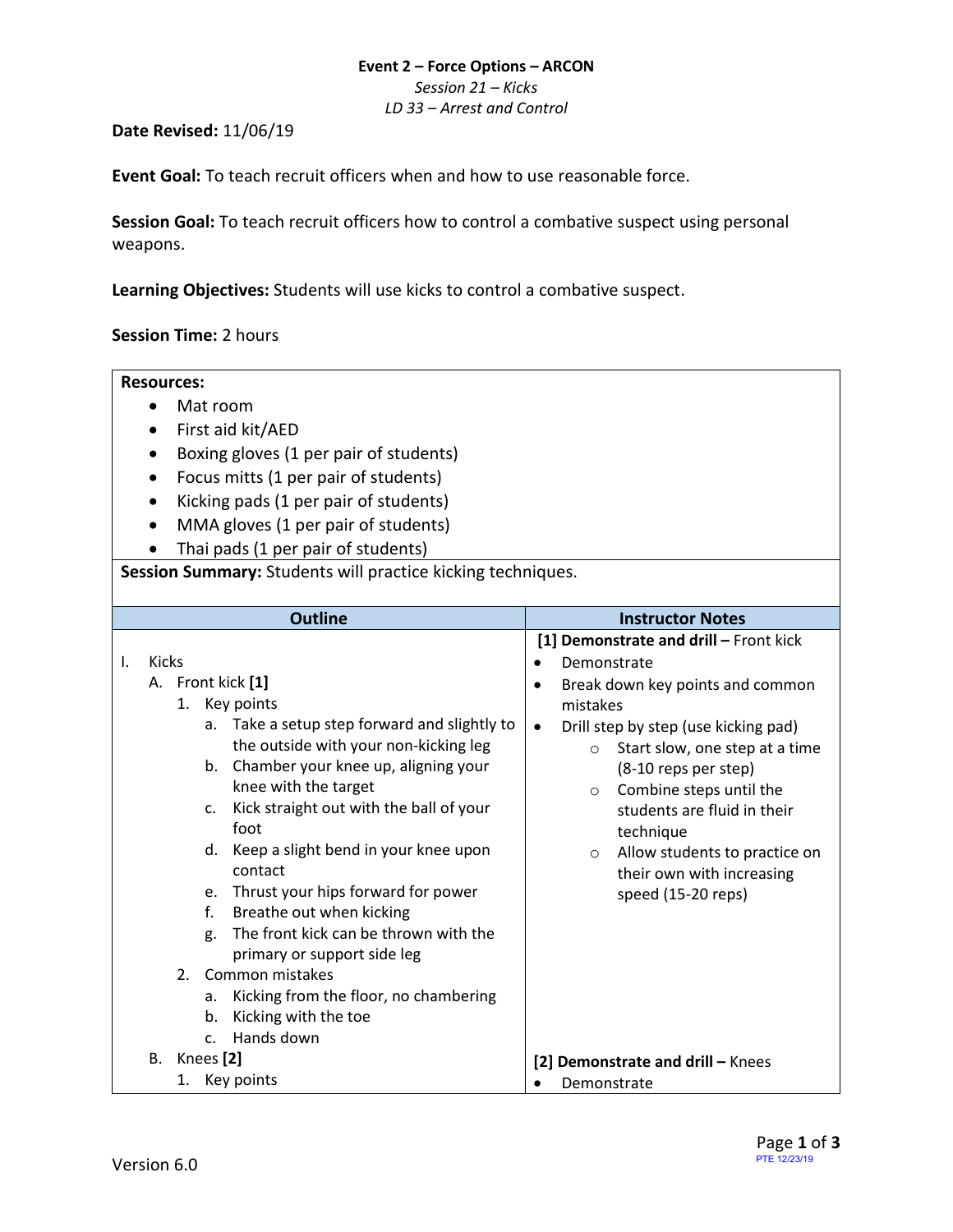**Event 2 – Force Options – ARCON**

*Session 21 – Kicks*

*LD 33 – Arrest and Control*

**Date Revised:** 11/06/19

**Event Goal:** To teach recruit officers when and how to use reasonable force.

**Session Goal:** To teach recruit officers how to control a combative suspect using personal weapons.

**Learning Objectives:** Students will use kicks to control a combative suspect.

**Session Time:** 2 hours

**Resources:**

- Mat room
- First aid kit/AED
- Boxing gloves (1 per pair of students)
- Focus mitts (1 per pair of students)
- Kicking pads (1 per pair of students)
- MMA gloves (1 per pair of students)
- Thai pads (1 per pair of students)

**Session Summary:** Students will practice kicking techniques.

| Outline | Instructor Notes |
| --- | --- |
| I. Kicks<br>A. Front kick **[1]**<br>1. Key points<br>a. Take a setup step forward and slightly to the outside with your non-kicking leg<br>b. Chamber your knee up, aligning your knee with the target<br>c. Kick straight out with the ball of your foot<br>d. Keep a slight bend in your knee upon contact<br>e. Thrust your hips forward for power<br>f. Breathe out when kicking<br>g. The front kick can be thrown with the primary or support side leg<br>2. Common mistakes<br>a. Kicking from the floor, no chambering<br>b. Kicking with the toe<br>c. Hands down | **[1] Demonstrate and drill –** Front kick<br>• Demonstrate<br>• Break down key points and common mistakes<br>• Drill step by step (use kicking pad)<br>○ Start slow, one step at a time (8-10 reps per step)<br>○ Combine steps until the students are fluid in their technique<br>○ Allow students to practice on their own with increasing speed (15-20 reps) |
| B. Knees **[2]**<br>1. Key points | **[2] Demonstrate and drill –** Knees<br>• Demonstrate |

Version 6.0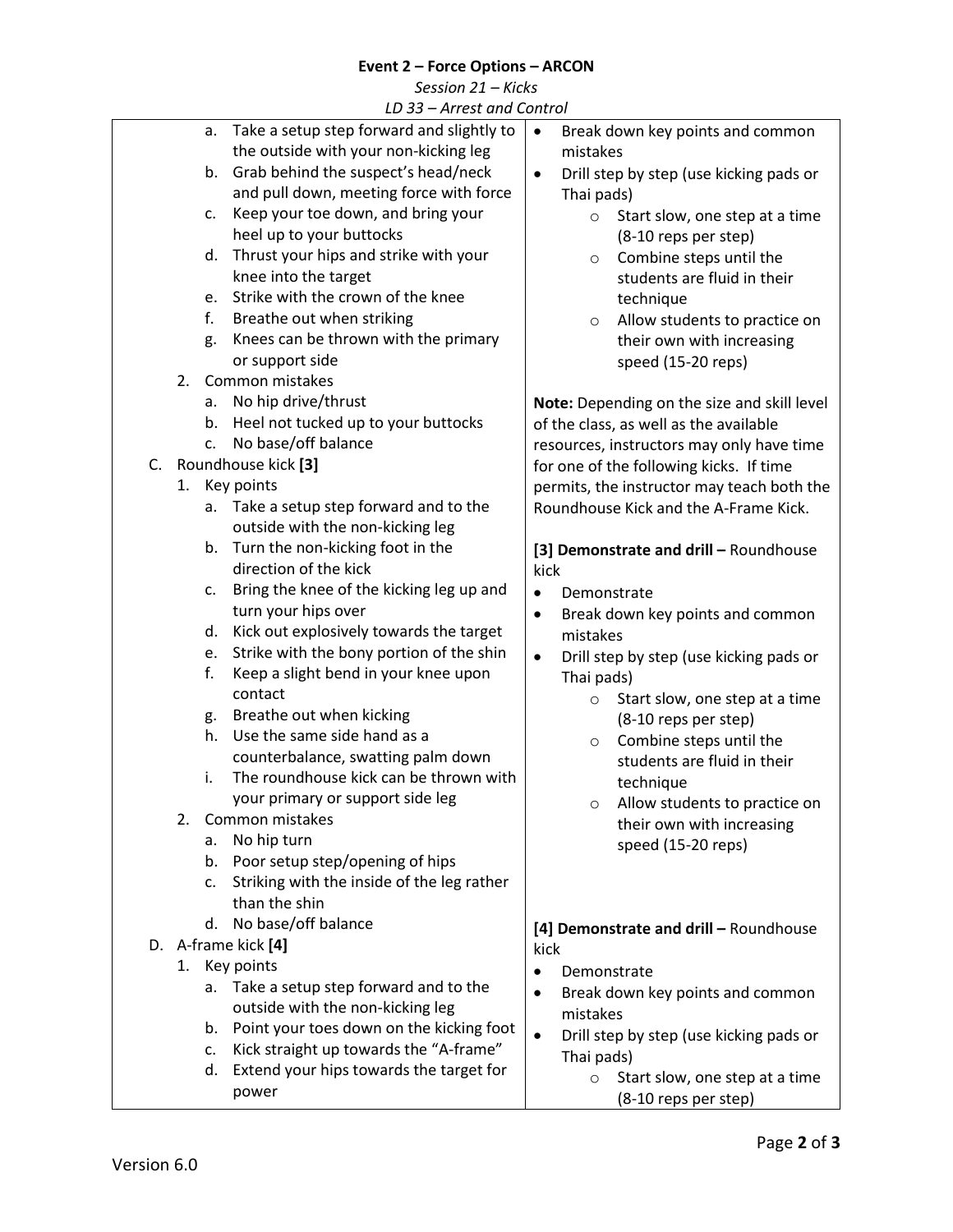**Event 2 – Force Options – ARCON**

*Session 21 – Kicks*

*LD 33 – Arrest and Control*

| | |
|---|---|
| a. Take a setup step forward and slightly to the outside with your non-kicking leg<br>b. Grab behind the suspect's head/neck and pull down, meeting force with force<br>c. Keep your toe down, and bring your heel up to your buttocks<br>d. Thrust your hips and strike with your knee into the target<br>e. Strike with the crown of the knee<br>f. Breathe out when striking<br>g. Knees can be thrown with the primary or support side<br>2. Common mistakes<br>a. No hip drive/thrust<br>b. Heel not tucked up to your buttocks<br>c. No base/off balance | • Break down key points and common mistakes<br>• Drill step by step (use kicking pads or Thai pads)<br>○ Start slow, one step at a time (8-10 reps per step)<br>○ Combine steps until the students are fluid in their technique<br>○ Allow students to practice on their own with increasing speed (15-20 reps)<br><br>**Note:** Depending on the size and skill level of the class, as well as the available resources, instructors may only have time for one of the following kicks. If time permits, the instructor may teach both the Roundhouse Kick and the A-Frame Kick. |
| C. Roundhouse kick **[3]**<br>1. Key points<br>a. Take a setup step forward and to the outside with the non-kicking leg<br>b. Turn the non-kicking foot in the direction of the kick<br>c. Bring the knee of the kicking leg up and turn your hips over<br>d. Kick out explosively towards the target<br>e. Strike with the bony portion of the shin<br>f. Keep a slight bend in your knee upon contact<br>g. Breathe out when kicking<br>h. Use the same side hand as a counterbalance, swatting palm down<br>i. The roundhouse kick can be thrown with your primary or support side leg<br>2. Common mistakes<br>a. No hip turn<br>b. Poor setup step/opening of hips<br>c. Striking with the inside of the leg rather than the shin<br>d. No base/off balance | **[3] Demonstrate and drill –** Roundhouse kick<br>• Demonstrate<br>• Break down key points and common mistakes<br>• Drill step by step (use kicking pads or Thai pads)<br>○ Start slow, one step at a time (8-10 reps per step)<br>○ Combine steps until the students are fluid in their technique<br>○ Allow students to practice on their own with increasing speed (15-20 reps) |
| D. A-frame kick **[4]**<br>1. Key points<br>a. Take a setup step forward and to the outside with the non-kicking leg<br>b. Point your toes down on the kicking foot<br>c. Kick straight up towards the "A-frame"<br>d. Extend your hips towards the target for power | **[4] Demonstrate and drill –** Roundhouse kick<br>• Demonstrate<br>• Break down key points and common mistakes<br>• Drill step by step (use kicking pads or Thai pads)<br>○ Start slow, one step at a time (8-10 reps per step) |

Version 6.0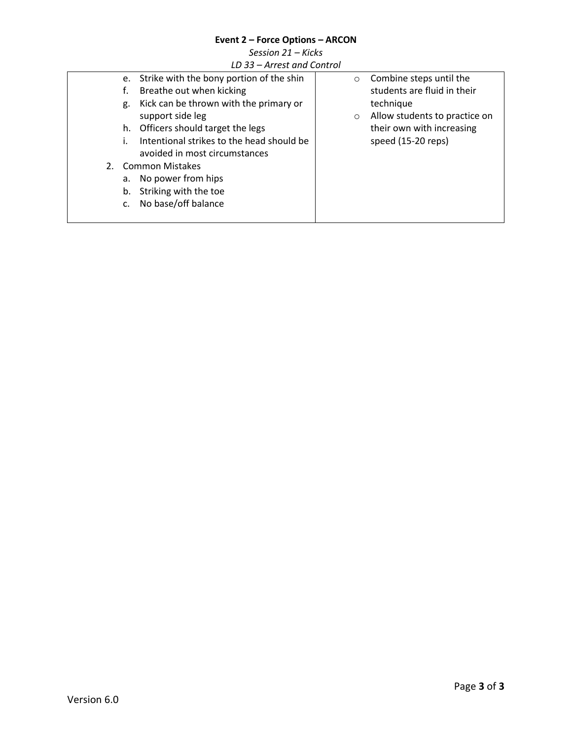| | |
|---|---|
| e. Strike with the bony portion of the shin<br>f. Breathe out when kicking<br>g. Kick can be thrown with the primary or support side leg<br>h. Officers should target the legs<br>i. Intentional strikes to the head should be avoided in most circumstances<br>2. Common Mistakes<br>a. No power from hips<br>b. Striking with the toe<br>c. No base/off balance | ○ Combine steps until the students are fluid in their technique<br>○ Allow students to practice on their own with increasing speed (15-20 reps) |